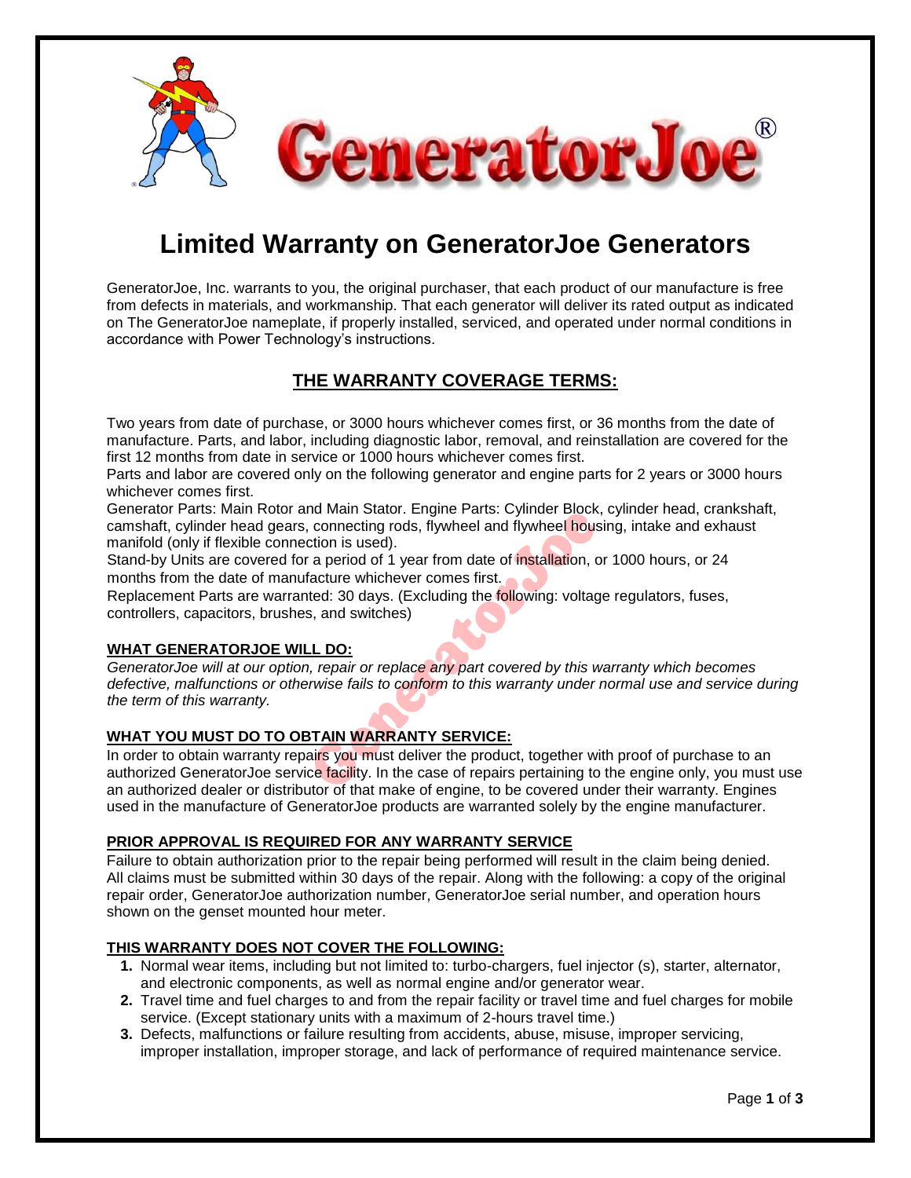# GeneratorJoe®

## Limited Warranty on GeneratorJoe Generators

GeneratorJoe, Inc. warrants to you, the original purchaser, that each product of our manufacture is free from defects in materials, and workmanship. That each generator will deliver its rated output as indicated on The GeneratorJoe nameplate, if properly installed, serviced, and operated under normal conditions in accordance with Power Technology's instructions.

### THE WARRANTY COVERAGE TERMS:

Two years from date of purchase, or 3000 hours whichever comes first, or 36 months from the date of manufacture. Parts, and labor, including diagnostic labor, removal, and reinstallation are covered for the first 12 months from date in service or 1000 hours whichever comes first.

Parts and labor are covered only on the following generator and engine parts for 2 years or 3000 hours whichever comes first.

Generator Parts: Main Rotor and Main Stator. Engine Parts: Cylinder Block, cylinder head, crankshaft, camshaft, cylinder head gears, connecting rods, flywheel and flywheel housing, intake and exhaust manifold (only if flexible connection is used).

Stand-by Units are covered for a period of 1 year from date of installation, or 1000 hours, or 24 months from the date of manufacture whichever comes first.

Replacement Parts are warranted: 30 days. (Excluding the following: voltage regulators, fuses, controllers, capacitors, brushes, and switches)

**WHAT GENERATORJOE WILL DO:**

*GeneratorJoe will at our option, repair or replace any part covered by this warranty which becomes defective, malfunctions or otherwise fails to conform to this warranty under normal use and service during the term of this warranty.*

**WHAT YOU MUST DO TO OBTAIN WARRANTY SERVICE:**

In order to obtain warranty repairs you must deliver the product, together with proof of purchase to an authorized GeneratorJoe service facility. In the case of repairs pertaining to the engine only, you must use an authorized dealer or distributor of that make of engine, to be covered under their warranty. Engines used in the manufacture of GeneratorJoe products are warranted solely by the engine manufacturer.

**PRIOR APPROVAL IS REQUIRED FOR ANY WARRANTY SERVICE**

Failure to obtain authorization prior to the repair being performed will result in the claim being denied. All claims must be submitted within 30 days of the repair. Along with the following: a copy of the original repair order, GeneratorJoe authorization number, GeneratorJoe serial number, and operation hours shown on the genset mounted hour meter.

**THIS WARRANTY DOES NOT COVER THE FOLLOWING:**

1. Normal wear items, including but not limited to: turbo-chargers, fuel injector (s), starter, alternator, and electronic components, as well as normal engine and/or generator wear.
2. Travel time and fuel charges to and from the repair facility or travel time and fuel charges for mobile service. (Except stationary units with a maximum of 2-hours travel time.)
3. Defects, malfunctions or failure resulting from accidents, abuse, misuse, improper servicing, improper installation, improper storage, and lack of performance of required maintenance service.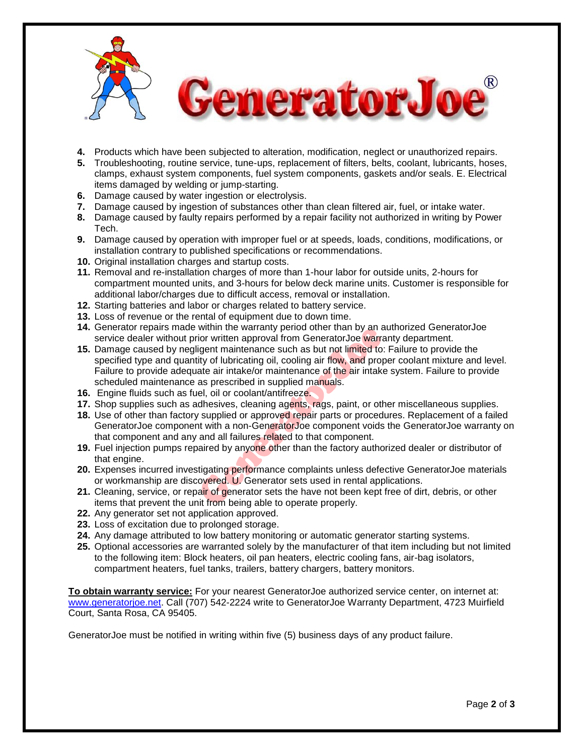4. Products which have been subjected to alteration, modification, neglect or unauthorized repairs.
5. Troubleshooting, routine service, tune-ups, replacement of filters, belts, coolant, lubricants, hoses, clamps, exhaust system components, fuel system components, gaskets and/or seals. E. Electrical items damaged by welding or jump-starting.
6. Damage caused by water ingestion or electrolysis.
7. Damage caused by ingestion of substances other than clean filtered air, fuel, or intake water.
8. Damage caused by faulty repairs performed by a repair facility not authorized in writing by Power Tech.
9. Damage caused by operation with improper fuel or at speeds, loads, conditions, modifications, or installation contrary to published specifications or recommendations.
10. Original installation charges and startup costs.
11. Removal and re-installation charges of more than 1-hour labor for outside units, 2-hours for compartment mounted units, and 3-hours for below deck marine units. Customer is responsible for additional labor/charges due to difficult access, removal or installation.
12. Starting batteries and labor or charges related to battery service.
13. Loss of revenue or the rental of equipment due to down time.
14. Generator repairs made within the warranty period other than by an authorized GeneratorJoe service dealer without prior written approval from GeneratorJoe warranty department.
15. Damage caused by negligent maintenance such as but not limited to: Failure to provide the specified type and quantity of lubricating oil, cooling air flow, and proper coolant mixture and level. Failure to provide adequate air intake/or maintenance of the air intake system. Failure to provide scheduled maintenance as prescribed in supplied manuals.
16. Engine fluids such as fuel, oil or coolant/antifreeze.
17. Shop supplies such as adhesives, cleaning agents, rags, paint, or other miscellaneous supplies.
18. Use of other than factory supplied or approved repair parts or procedures. Replacement of a failed GeneratorJoe component with a non-GeneratorJoe component voids the GeneratorJoe warranty on that component and any and all failures related to that component.
19. Fuel injection pumps repaired by anyone other than the factory authorized dealer or distributor of that engine.
20. Expenses incurred investigating performance complaints unless defective GeneratorJoe materials or workmanship are discovered. U. Generator sets used in rental applications.
21. Cleaning, service, or repair of generator sets the have not been kept free of dirt, debris, or other items that prevent the unit from being able to operate properly.
22. Any generator set not application approved.
23. Loss of excitation due to prolonged storage.
24. Any damage attributed to low battery monitoring or automatic generator starting systems.
25. Optional accessories are warranted solely by the manufacturer of that item including but not limited to the following item: Block heaters, oil pan heaters, electric cooling fans, air-bag isolators, compartment heaters, fuel tanks, trailers, battery chargers, battery monitors.

**To obtain warranty service:** For your nearest GeneratorJoe authorized service center, on internet at: www.generatorjoe.net. Call (707) 542-2224 write to GeneratorJoe Warranty Department, 4723 Muirfield Court, Santa Rosa, CA 95405.

GeneratorJoe must be notified in writing within five (5) business days of any product failure.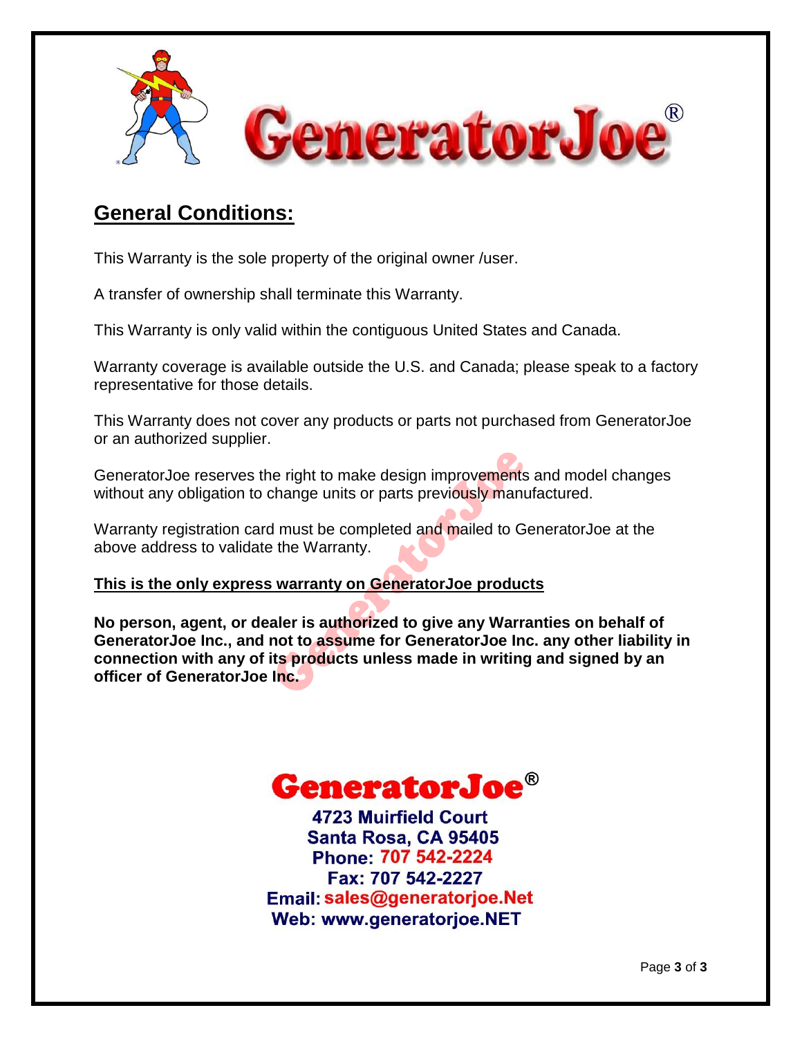# GeneratorJoe®

## General Conditions:

This Warranty is the sole property of the original owner /user.

A transfer of ownership shall terminate this Warranty.

This Warranty is only valid within the contiguous United States and Canada.

Warranty coverage is available outside the U.S. and Canada; please speak to a factory representative for those details.

This Warranty does not cover any products or parts not purchased from GeneratorJoe or an authorized supplier.

GeneratorJoe reserves the right to make design improvements and model changes without any obligation to change units or parts previously manufactured.

Warranty registration card must be completed and mailed to GeneratorJoe at the above address to validate the Warranty.

**This is the only express warranty on GeneratorJoe products**

**No person, agent, or dealer is authorized to give any Warranties on behalf of GeneratorJoe Inc., and not to assume for GeneratorJoe Inc. any other liability in connection with any of its products unless made in writing and signed by an officer of GeneratorJoe Inc.**

**GeneratorJoe®**
**4723 Muirfield Court**
**Santa Rosa, CA 95405**
**Phone: 707 542-2224**
**Fax: 707 542-2227**
**Email: sales@generatorjoe.Net**
**Web: www.generatorjoe.NET**